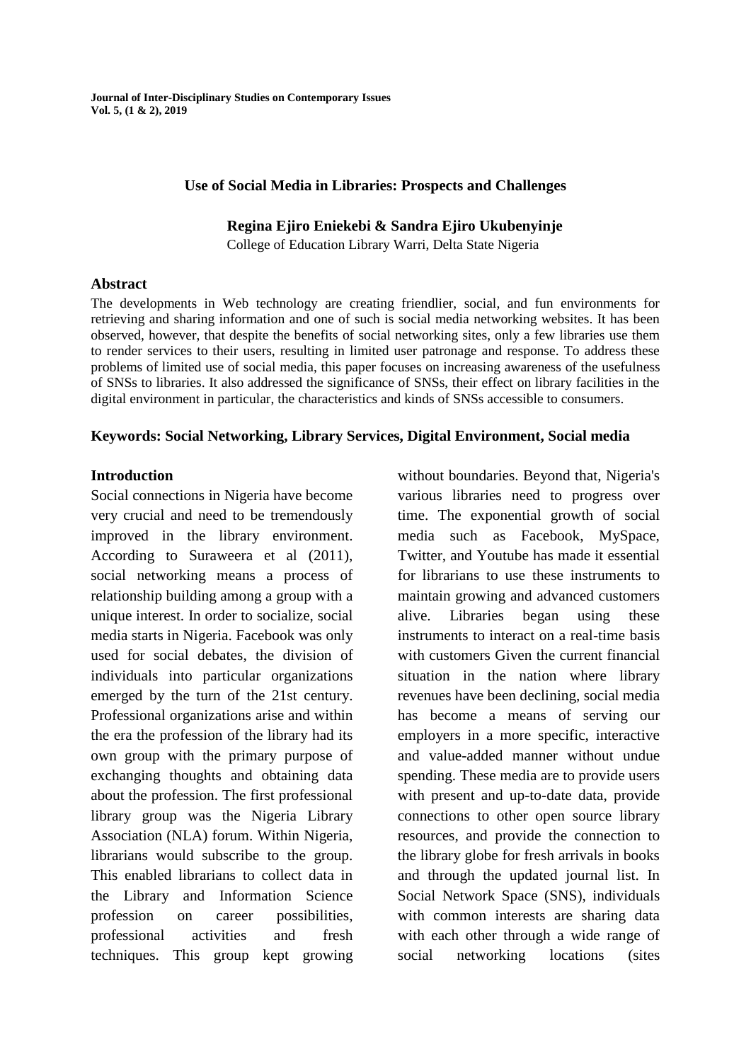# Use of Social Media in Libraries: Prospects and Challenges

**Regina Ejiro Eniekebi & Sandra Ejiro Ukubenyinje**
College of Education Library Warri, Delta State Nigeria

## Abstract

The developments in Web technology are creating friendlier, social, and fun environments for retrieving and sharing information and one of such is social media networking websites. It has been observed, however, that despite the benefits of social networking sites, only a few libraries use them to render services to their users, resulting in limited user patronage and response. To address these problems of limited use of social media, this paper focuses on increasing awareness of the usefulness of SNSs to libraries. It also addressed the significance of SNSs, their effect on library facilities in the digital environment in particular, the characteristics and kinds of SNSs accessible to consumers.

**Keywords: Social Networking, Library Services, Digital Environment, Social media**

## Introduction

Social connections in Nigeria have become very crucial and need to be tremendously improved in the library environment. According to Suraweera et al (2011), social networking means a process of relationship building among a group with a unique interest. In order to socialize, social media starts in Nigeria. Facebook was only used for social debates, the division of individuals into particular organizations emerged by the turn of the 21st century. Professional organizations arise and within the era the profession of the library had its own group with the primary purpose of exchanging thoughts and obtaining data about the profession. The first professional library group was the Nigeria Library Association (NLA) forum. Within Nigeria, librarians would subscribe to the group. This enabled librarians to collect data in the Library and Information Science profession on career possibilities, professional activities and fresh techniques. This group kept growing without boundaries. Beyond that, Nigeria's various libraries need to progress over time. The exponential growth of social media such as Facebook, MySpace, Twitter, and Youtube has made it essential for librarians to use these instruments to maintain growing and advanced customers alive. Libraries began using these instruments to interact on a real-time basis with customers Given the current financial situation in the nation where library revenues have been declining, social media has become a means of serving our employers in a more specific, interactive and value-added manner without undue spending. These media are to provide users with present and up-to-date data, provide connections to other open source library resources, and provide the connection to the library globe for fresh arrivals in books and through the updated journal list. In Social Network Space (SNS), individuals with common interests are sharing data with each other through a wide range of social networking locations (sites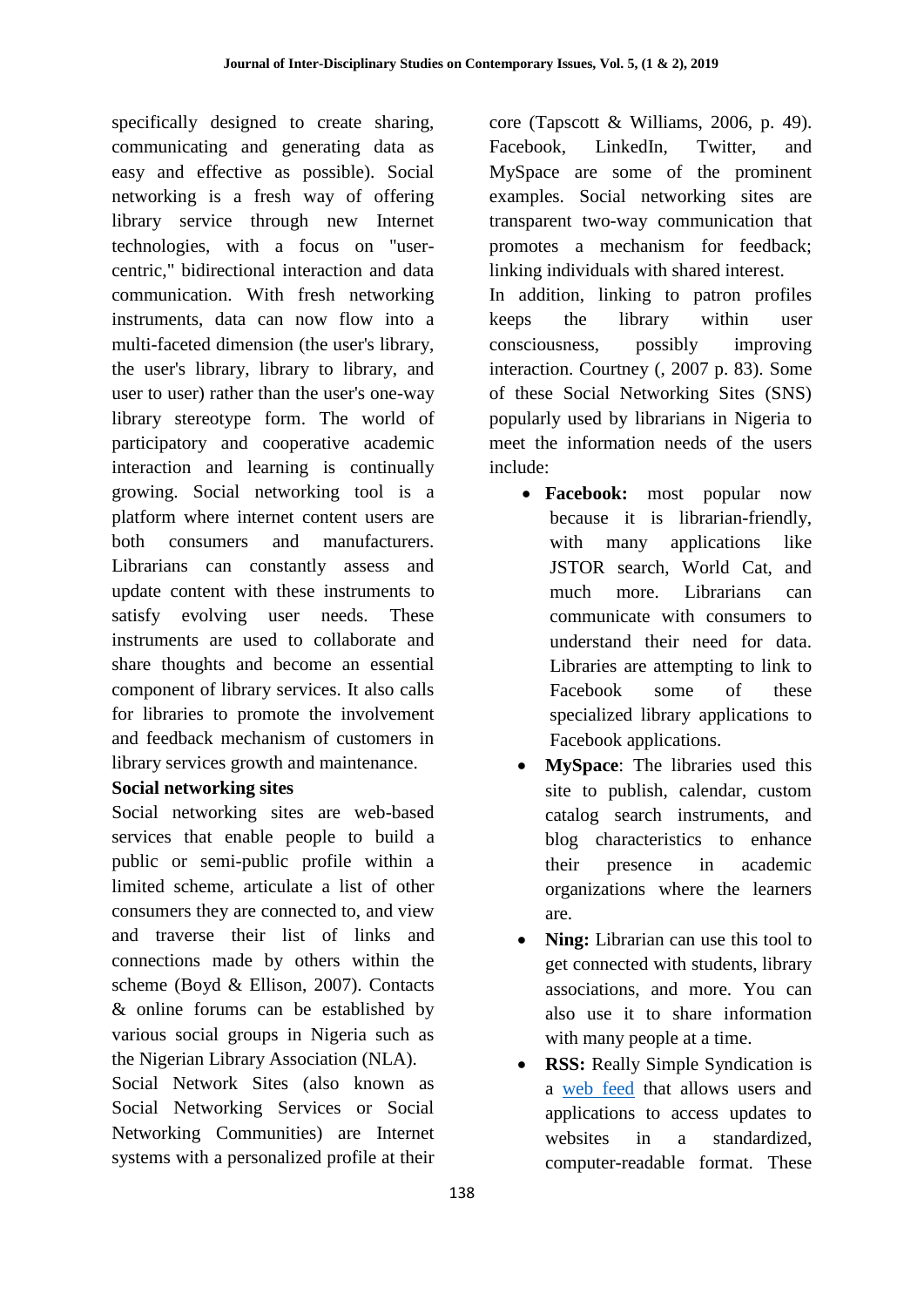specifically designed to create sharing, communicating and generating data as easy and effective as possible). Social networking is a fresh way of offering library service through new Internet technologies, with a focus on "user-centric," bidirectional interaction and data communication. With fresh networking instruments, data can now flow into a multi-faceted dimension (the user's library, the user's library, library to library, and user to user) rather than the user's one-way library stereotype form. The world of participatory and cooperative academic interaction and learning is continually growing. Social networking tool is a platform where internet content users are both consumers and manufacturers. Librarians can constantly assess and update content with these instruments to satisfy evolving user needs. These instruments are used to collaborate and share thoughts and become an essential component of library services. It also calls for libraries to promote the involvement and feedback mechanism of customers in library services growth and maintenance.

**Social networking sites**

Social networking sites are web-based services that enable people to build a public or semi-public profile within a limited scheme, articulate a list of other consumers they are connected to, and view and traverse their list of links and connections made by others within the scheme (Boyd & Ellison, 2007). Contacts & online forums can be established by various social groups in Nigeria such as the Nigerian Library Association (NLA).

Social Network Sites (also known as Social Networking Services or Social Networking Communities) are Internet systems with a personalized profile at their core (Tapscott & Williams, 2006, p. 49). Facebook, LinkedIn, Twitter, and MySpace are some of the prominent examples. Social networking sites are transparent two-way communication that promotes a mechanism for feedback; linking individuals with shared interest.

In addition, linking to patron profiles keeps the library within user consciousness, possibly improving interaction. Courtney (, 2007 p. 83). Some of these Social Networking Sites (SNS) popularly used by librarians in Nigeria to meet the information needs of the users include:

- **Facebook:** most popular now because it is librarian-friendly, with many applications like JSTOR search, World Cat, and much more. Librarians can communicate with consumers to understand their need for data. Libraries are attempting to link to Facebook some of these specialized library applications to Facebook applications.
- **MySpace**: The libraries used this site to publish, calendar, custom catalog search instruments, and blog characteristics to enhance their presence in academic organizations where the learners are.
- **Ning:** Librarian can use this tool to get connected with students, library associations, and more. You can also use it to share information with many people at a time.
- **RSS:** Really Simple Syndication is a web feed that allows users and applications to access updates to websites in a standardized, computer-readable format. These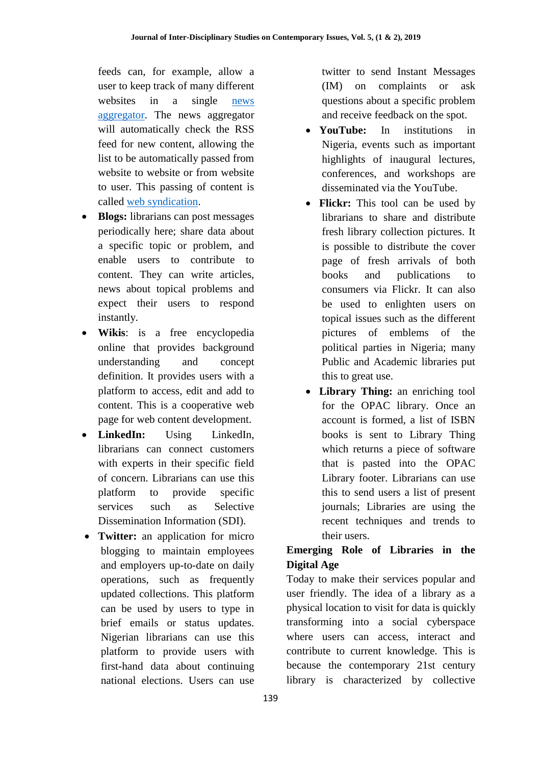feeds can, for example, allow a user to keep track of many different websites in a single news aggregator. The news aggregator will automatically check the RSS feed for new content, allowing the list to be automatically passed from website to website or from website to user. This passing of content is called web syndication.

- **Blogs:** librarians can post messages periodically here; share data about a specific topic or problem, and enable users to contribute to content. They can write articles, news about topical problems and expect their users to respond instantly.
- **Wikis**: is a free encyclopedia online that provides background understanding and concept definition. It provides users with a platform to access, edit and add to content. This is a cooperative web page for web content development.
- **LinkedIn:** Using LinkedIn, librarians can connect customers with experts in their specific field of concern. Librarians can use this platform to provide specific services such as Selective Dissemination Information (SDI).
- **Twitter:** an application for micro blogging to maintain employees and employers up-to-date on daily operations, such as frequently updated collections. This platform can be used by users to type in brief emails or status updates. Nigerian librarians can use this platform to provide users with first-hand data about continuing national elections. Users can use twitter to send Instant Messages (IM) on complaints or ask questions about a specific problem and receive feedback on the spot.
- **YouTube:** In institutions in Nigeria, events such as important highlights of inaugural lectures, conferences, and workshops are disseminated via the YouTube.
- **Flickr:** This tool can be used by librarians to share and distribute fresh library collection pictures. It is possible to distribute the cover page of fresh arrivals of both books and publications to consumers via Flickr. It can also be used to enlighten users on topical issues such as the different pictures of emblems of the political parties in Nigeria; many Public and Academic libraries put this to great use.
- **Library Thing:** an enriching tool for the OPAC library. Once an account is formed, a list of ISBN books is sent to Library Thing which returns a piece of software that is pasted into the OPAC Library footer. Librarians can use this to send users a list of present journals; Libraries are using the recent techniques and trends to their users.

**Emerging Role of Libraries in the Digital Age**

Today to make their services popular and user friendly. The idea of a library as a physical location to visit for data is quickly transforming into a social cyberspace where users can access, interact and contribute to current knowledge. This is because the contemporary 21st century library is characterized by collective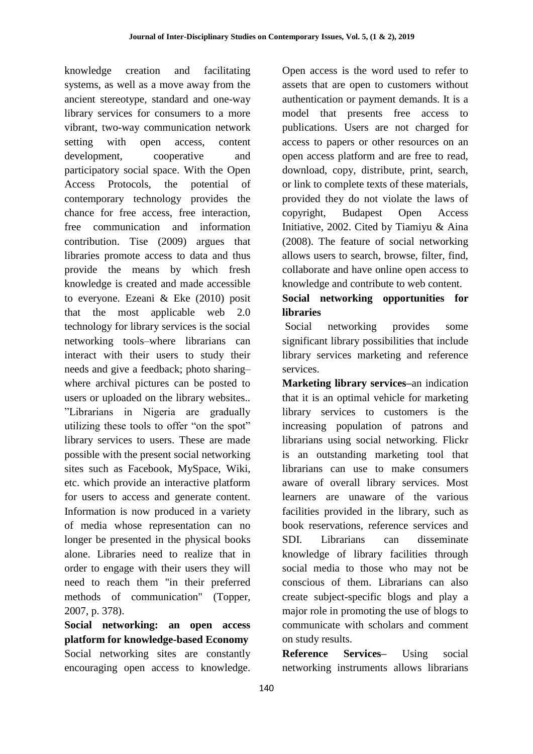knowledge creation and facilitating systems, as well as a move away from the ancient stereotype, standard and one-way library services for consumers to a more vibrant, two-way communication network setting with open access, content development, cooperative and participatory social space. With the Open Access Protocols, the potential of contemporary technology provides the chance for free access, free interaction, free communication and information contribution. Tise (2009) argues that libraries promote access to data and thus provide the means by which fresh knowledge is created and made accessible to everyone. Ezeani & Eke (2010) posit that the most applicable web 2.0 technology for library services is the social networking tools–where librarians can interact with their users to study their needs and give a feedback; photo sharing– where archival pictures can be posted to users or uploaded on the library websites.. "Librarians in Nigeria are gradually utilizing these tools to offer "on the spot" library services to users. These are made possible with the present social networking sites such as Facebook, MySpace, Wiki, etc. which provide an interactive platform for users to access and generate content. Information is now produced in a variety of media whose representation can no longer be presented in the physical books alone. Libraries need to realize that in order to engage with their users they will need to reach them "in their preferred methods of communication" (Topper, 2007, p. 378).

**Social networking: an open access platform for knowledge-based Economy**

Social networking sites are constantly encouraging open access to knowledge. Open access is the word used to refer to assets that are open to customers without authentication or payment demands. It is a model that presents free access to publications. Users are not charged for access to papers or other resources on an open access platform and are free to read, download, copy, distribute, print, search, or link to complete texts of these materials, provided they do not violate the laws of copyright, Budapest Open Access Initiative, 2002. Cited by Tiamiyu & Aina (2008). The feature of social networking allows users to search, browse, filter, find, collaborate and have online open access to knowledge and contribute to web content.

**Social networking opportunities for libraries**

Social networking provides some significant library possibilities that include library services marketing and reference services.

**Marketing library services–**an indication that it is an optimal vehicle for marketing library services to customers is the increasing population of patrons and librarians using social networking. Flickr is an outstanding marketing tool that librarians can use to make consumers aware of overall library services. Most learners are unaware of the various facilities provided in the library, such as book reservations, reference services and SDI. Librarians can disseminate knowledge of library facilities through social media to those who may not be conscious of them. Librarians can also create subject-specific blogs and play a major role in promoting the use of blogs to communicate with scholars and comment on study results.

**Reference Services–** Using social networking instruments allows librarians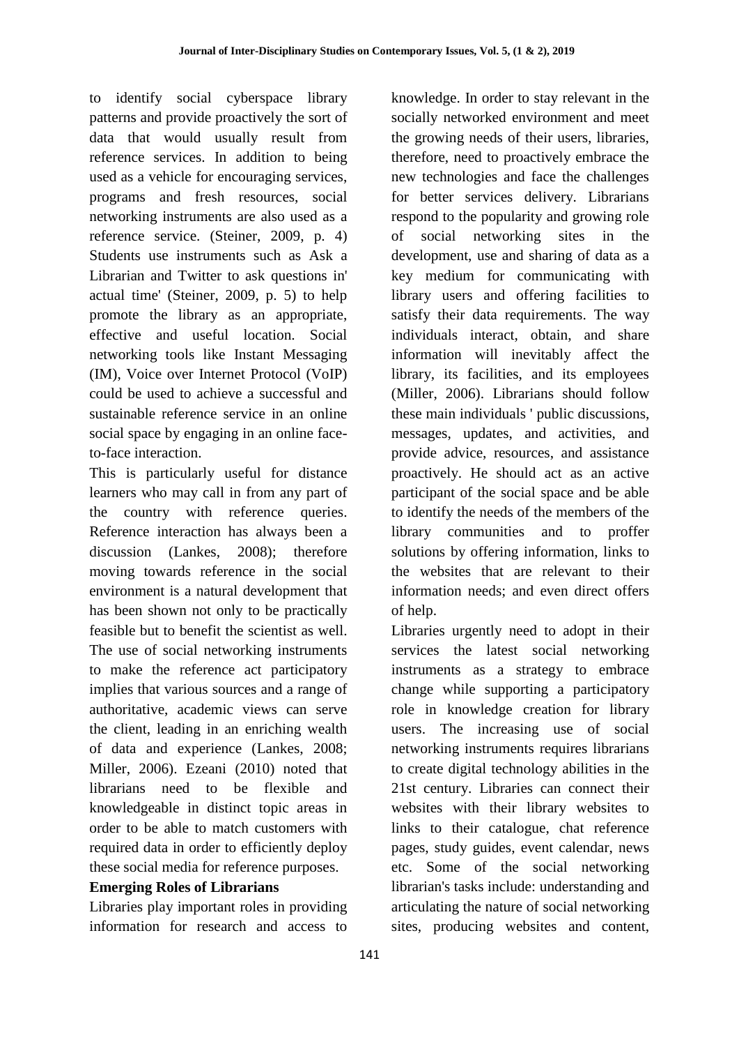to identify social cyberspace library patterns and provide proactively the sort of data that would usually result from reference services. In addition to being used as a vehicle for encouraging services, programs and fresh resources, social networking instruments are also used as a reference service. (Steiner, 2009, p. 4) Students use instruments such as Ask a Librarian and Twitter to ask questions in' actual time' (Steiner, 2009, p. 5) to help promote the library as an appropriate, effective and useful location. Social networking tools like Instant Messaging (IM), Voice over Internet Protocol (VoIP) could be used to achieve a successful and sustainable reference service in an online social space by engaging in an online face-to-face interaction.

This is particularly useful for distance learners who may call in from any part of the country with reference queries. Reference interaction has always been a discussion (Lankes, 2008); therefore moving towards reference in the social environment is a natural development that has been shown not only to be practically feasible but to benefit the scientist as well. The use of social networking instruments to make the reference act participatory implies that various sources and a range of authoritative, academic views can serve the client, leading in an enriching wealth of data and experience (Lankes, 2008; Miller, 2006). Ezeani (2010) noted that librarians need to be flexible and knowledgeable in distinct topic areas in order to be able to match customers with required data in order to efficiently deploy these social media for reference purposes.

**Emerging Roles of Librarians**

Libraries play important roles in providing information for research and access to knowledge. In order to stay relevant in the socially networked environment and meet the growing needs of their users, libraries, therefore, need to proactively embrace the new technologies and face the challenges for better services delivery. Librarians respond to the popularity and growing role of social networking sites in the development, use and sharing of data as a key medium for communicating with library users and offering facilities to satisfy their data requirements. The way individuals interact, obtain, and share information will inevitably affect the library, its facilities, and its employees (Miller, 2006). Librarians should follow these main individuals ' public discussions, messages, updates, and activities, and provide advice, resources, and assistance proactively. He should act as an active participant of the social space and be able to identify the needs of the members of the library communities and to proffer solutions by offering information, links to the websites that are relevant to their information needs; and even direct offers of help.

Libraries urgently need to adopt in their services the latest social networking instruments as a strategy to embrace change while supporting a participatory role in knowledge creation for library users. The increasing use of social networking instruments requires librarians to create digital technology abilities in the 21st century. Libraries can connect their websites with their library websites to links to their catalogue, chat reference pages, study guides, event calendar, news etc. Some of the social networking librarian's tasks include: understanding and articulating the nature of social networking sites, producing websites and content,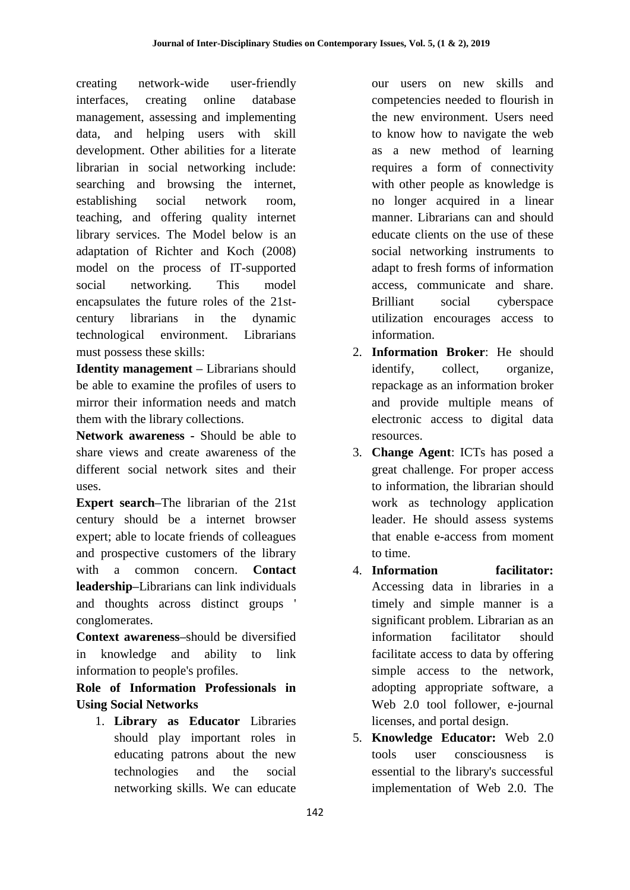creating network-wide user-friendly interfaces, creating online database management, assessing and implementing data, and helping users with skill development. Other abilities for a literate librarian in social networking include: searching and browsing the internet, establishing social network room, teaching, and offering quality internet library services. The Model below is an adaptation of Richter and Koch (2008) model on the process of IT-supported social networking. This model encapsulates the future roles of the 21st-century librarians in the dynamic technological environment. Librarians must possess these skills:

**Identity management –** Librarians should be able to examine the profiles of users to mirror their information needs and match them with the library collections.

**Network awareness -** Should be able to share views and create awareness of the different social network sites and their uses.

**Expert search**–The librarian of the 21st century should be a internet browser expert; able to locate friends of colleagues and prospective customers of the library with a common concern. **Contact leadership**–Librarians can link individuals and thoughts across distinct groups ' conglomerates.

**Context awareness**–should be diversified in knowledge and ability to link information to people's profiles.

**Role of Information Professionals in Using Social Networks**

1. **Library as Educator** Libraries should play important roles in educating patrons about the new technologies and the social networking skills. We can educate our users on new skills and competencies needed to flourish in the new environment. Users need to know how to navigate the web as a new method of learning requires a form of connectivity with other people as knowledge is no longer acquired in a linear manner. Librarians can and should educate clients on the use of these social networking instruments to adapt to fresh forms of information access, communicate and share. Brilliant social cyberspace utilization encourages access to information.
2. **Information Broker**: He should identify, collect, organize, repackage as an information broker and provide multiple means of electronic access to digital data resources.
3. **Change Agent**: ICTs has posed a great challenge. For proper access to information, the librarian should work as technology application leader. He should assess systems that enable e-access from moment to time.
4. **Information facilitator:** Accessing data in libraries in a timely and simple manner is a significant problem. Librarian as an information facilitator should facilitate access to data by offering simple access to the network, adopting appropriate software, a Web 2.0 tool follower, e-journal licenses, and portal design.
5. **Knowledge Educator:** Web 2.0 tools user consciousness is essential to the library's successful implementation of Web 2.0. The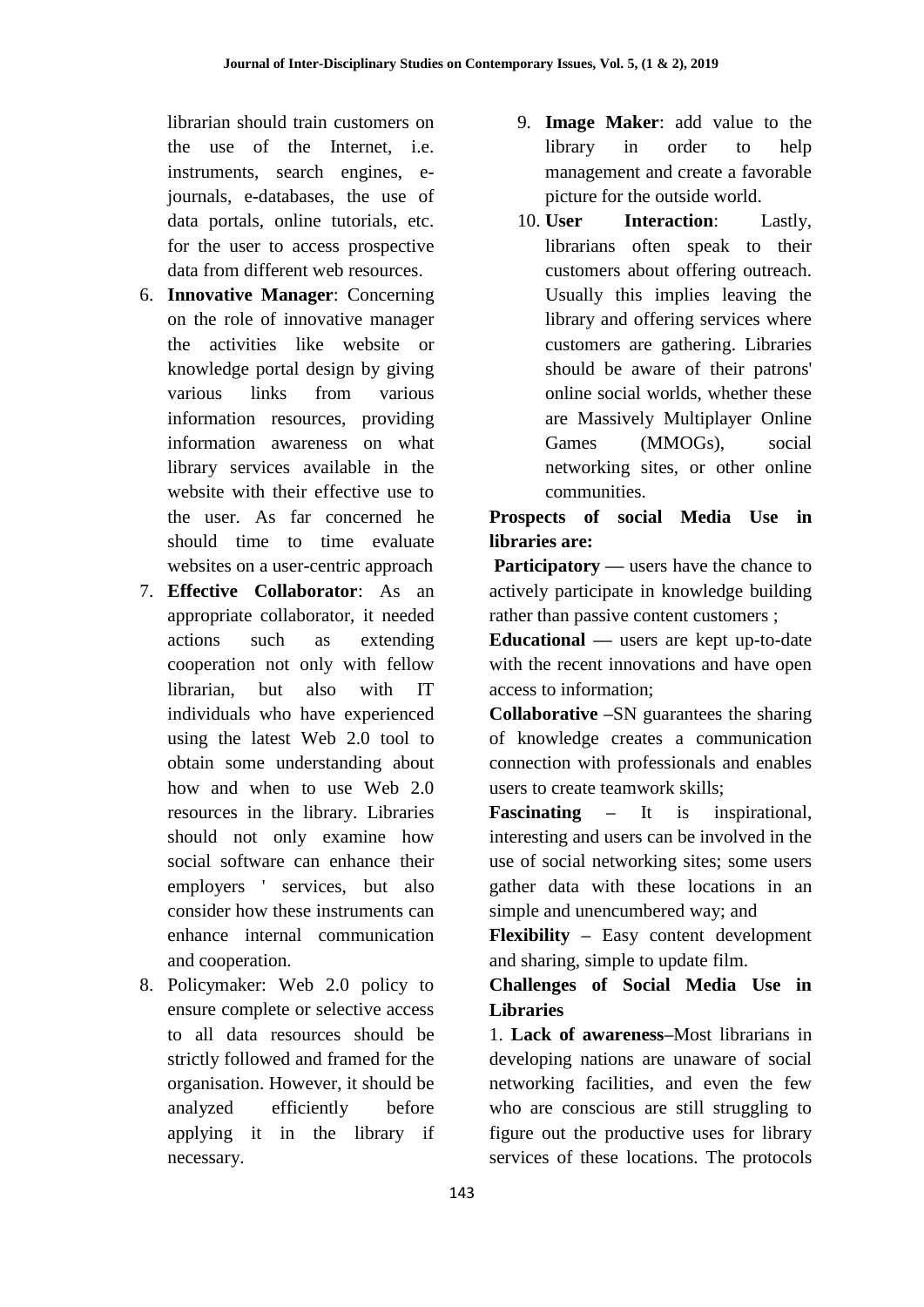librarian should train customers on the use of the Internet, i.e. instruments, search engines, e-journals, e-databases, the use of data portals, online tutorials, etc. for the user to access prospective data from different web resources.

6. **Innovative Manager**: Concerning on the role of innovative manager the activities like website or knowledge portal design by giving various links from various information resources, providing information awareness on what library services available in the website with their effective use to the user. As far concerned he should time to time evaluate websites on a user-centric approach
7. **Effective Collaborator**: As an appropriate collaborator, it needed actions such as extending cooperation not only with fellow librarian, but also with IT individuals who have experienced using the latest Web 2.0 tool to obtain some understanding about how and when to use Web 2.0 resources in the library. Libraries should not only examine how social software can enhance their employers ' services, but also consider how these instruments can enhance internal communication and cooperation.
8. Policymaker: Web 2.0 policy to ensure complete or selective access to all data resources should be strictly followed and framed for the organisation. However, it should be analyzed efficiently before applying it in the library if necessary.
9. **Image Maker**: add value to the library in order to help management and create a favorable picture for the outside world.
10. **User Interaction**: Lastly, librarians often speak to their customers about offering outreach. Usually this implies leaving the library and offering services where customers are gathering. Libraries should be aware of their patrons' online social worlds, whether these are Massively Multiplayer Online Games (MMOGs), social networking sites, or other online communities.

**Prospects of social Media Use in libraries are:**

**Participatory —** users have the chance to actively participate in knowledge building rather than passive content customers ;

**Educational —** users are kept up-to-date with the recent innovations and have open access to information;

**Collaborative** –SN guarantees the sharing of knowledge creates a communication connection with professionals and enables users to create teamwork skills;

**Fascinating** – It is inspirational, interesting and users can be involved in the use of social networking sites; some users gather data with these locations in an simple and unencumbered way; and

**Flexibility** – Easy content development and sharing, simple to update film.

**Challenges of Social Media Use in Libraries**

1. **Lack of awareness**–Most librarians in developing nations are unaware of social networking facilities, and even the few who are conscious are still struggling to figure out the productive uses for library services of these locations. The protocols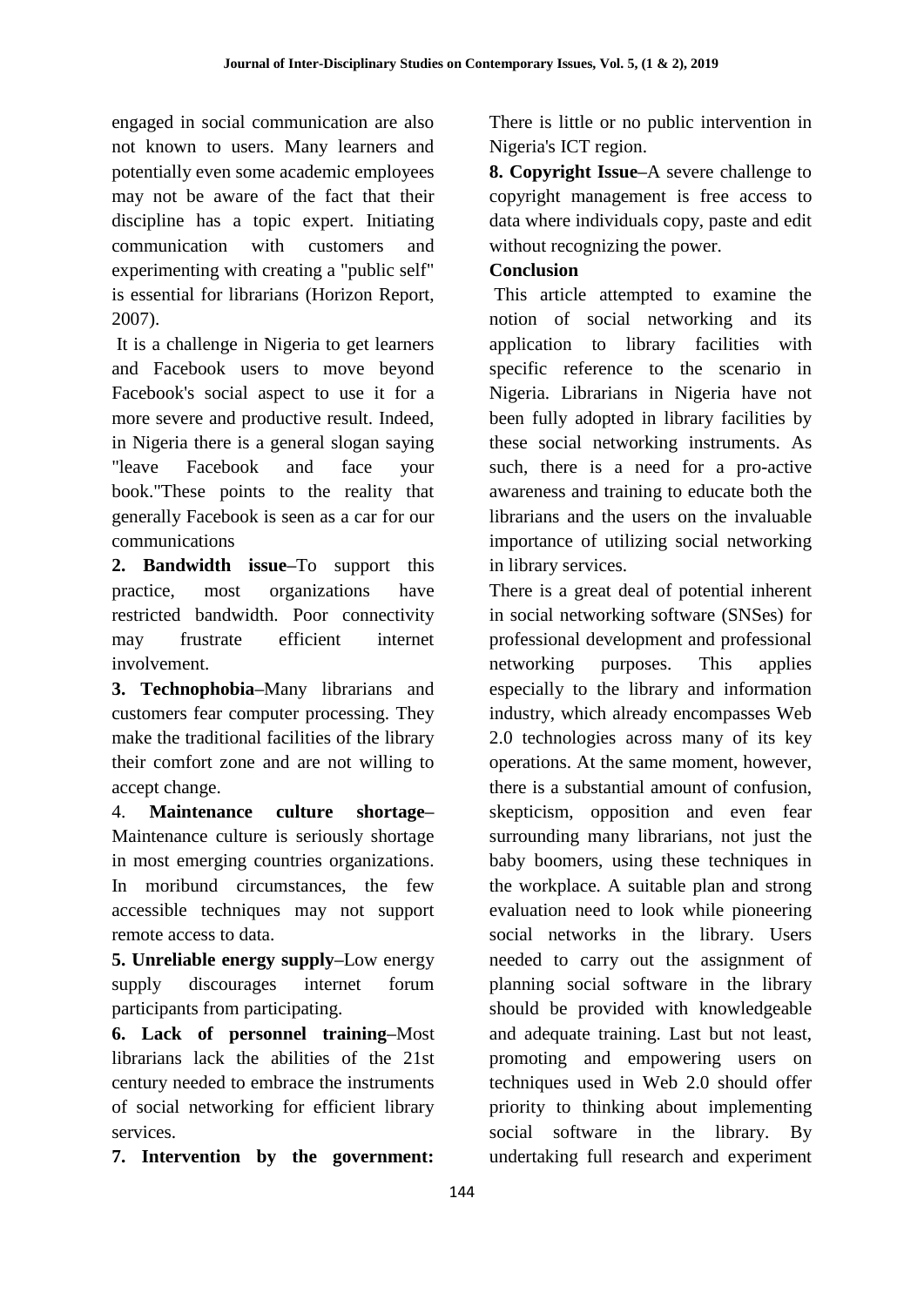engaged in social communication are also not known to users. Many learners and potentially even some academic employees may not be aware of the fact that their discipline has a topic expert. Initiating communication with customers and experimenting with creating a "public self" is essential for librarians (Horizon Report, 2007).

It is a challenge in Nigeria to get learners and Facebook users to move beyond Facebook's social aspect to use it for a more severe and productive result. Indeed, in Nigeria there is a general slogan saying "leave Facebook and face your book."These points to the reality that generally Facebook is seen as a car for our communications

**2. Bandwidth issue**–To support this practice, most organizations have restricted bandwidth. Poor connectivity may frustrate efficient internet involvement.

**3. Technophobia**–Many librarians and customers fear computer processing. They make the traditional facilities of the library their comfort zone and are not willing to accept change.

4. **Maintenance culture shortage**–Maintenance culture is seriously shortage in most emerging countries organizations. In moribund circumstances, the few accessible techniques may not support remote access to data.

**5. Unreliable energy supply**–Low energy supply discourages internet forum participants from participating.

**6. Lack of personnel training**–Most librarians lack the abilities of the 21st century needed to embrace the instruments of social networking for efficient library services.

**7. Intervention by the government:** There is little or no public intervention in Nigeria's ICT region.

**8. Copyright Issue**–A severe challenge to copyright management is free access to data where individuals copy, paste and edit without recognizing the power.

**Conclusion**

This article attempted to examine the notion of social networking and its application to library facilities with specific reference to the scenario in Nigeria. Librarians in Nigeria have not been fully adopted in library facilities by these social networking instruments. As such, there is a need for a pro-active awareness and training to educate both the librarians and the users on the invaluable importance of utilizing social networking in library services.

There is a great deal of potential inherent in social networking software (SNSes) for professional development and professional networking purposes. This applies especially to the library and information industry, which already encompasses Web 2.0 technologies across many of its key operations. At the same moment, however, there is a substantial amount of confusion, skepticism, opposition and even fear surrounding many librarians, not just the baby boomers, using these techniques in the workplace. A suitable plan and strong evaluation need to look while pioneering social networks in the library. Users needed to carry out the assignment of planning social software in the library should be provided with knowledgeable and adequate training. Last but not least, promoting and empowering users on techniques used in Web 2.0 should offer priority to thinking about implementing social software in the library. By undertaking full research and experiment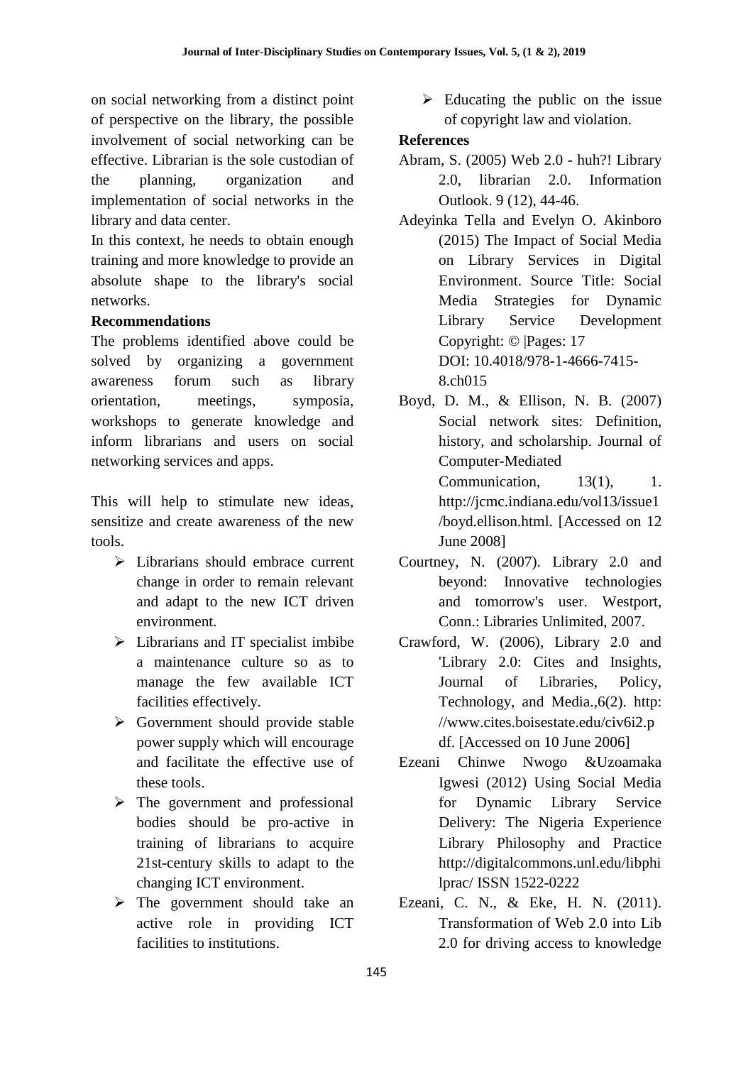on social networking from a distinct point of perspective on the library, the possible involvement of social networking can be effective. Librarian is the sole custodian of the planning, organization and implementation of social networks in the library and data center.

In this context, he needs to obtain enough training and more knowledge to provide an absolute shape to the library's social networks.

**Recommendations**

The problems identified above could be solved by organizing a government awareness forum such as library orientation, meetings, symposia, workshops to generate knowledge and inform librarians and users on social networking services and apps.

This will help to stimulate new ideas, sensitize and create awareness of the new tools.

- Librarians should embrace current change in order to remain relevant and adapt to the new ICT driven environment.
- Librarians and IT specialist imbibe a maintenance culture so as to manage the few available ICT facilities effectively.
- Government should provide stable power supply which will encourage and facilitate the effective use of these tools.
- The government and professional bodies should be pro-active in training of librarians to acquire 21st-century skills to adapt to the changing ICT environment.
- The government should take an active role in providing ICT facilities to institutions.
- Educating the public on the issue of copyright law and violation.

**References**

Abram, S. (2005) Web 2.0 - huh?! Library 2.0, librarian 2.0. Information Outlook. 9 (12), 44-46.

Adeyinka Tella and Evelyn O. Akinboro (2015) The Impact of Social Media on Library Services in Digital Environment. Source Title: Social Media Strategies for Dynamic Library Service Development Copyright: © |Pages: 17 DOI: 10.4018/978-1-4666-7415-8.ch015

Boyd, D. M., & Ellison, N. B. (2007) Social network sites: Definition, history, and scholarship. Journal of Computer-Mediated Communication, 13(1), 1. http://jcmc.indiana.edu/vol13/issue1/boyd.ellison.html. [Accessed on 12 June 2008]

Courtney, N. (2007). Library 2.0 and beyond: Innovative technologies and tomorrow's user. Westport, Conn.: Libraries Unlimited, 2007.

Crawford, W. (2006), Library 2.0 and 'Library 2.0: Cites and Insights, Journal of Libraries, Policy, Technology, and Media.,6(2). http://www.cites.boisestate.edu/civ6i2.pdf. [Accessed on 10 June 2006]

Ezeani Chinwe Nwogo &Uzoamaka Igwesi (2012) Using Social Media for Dynamic Library Service Delivery: The Nigeria Experience Library Philosophy and Practice http://digitalcommons.unl.edu/libphilprac/ ISSN 1522-0222

Ezeani, C. N., & Eke, H. N. (2011). Transformation of Web 2.0 into Lib 2.0 for driving access to knowledge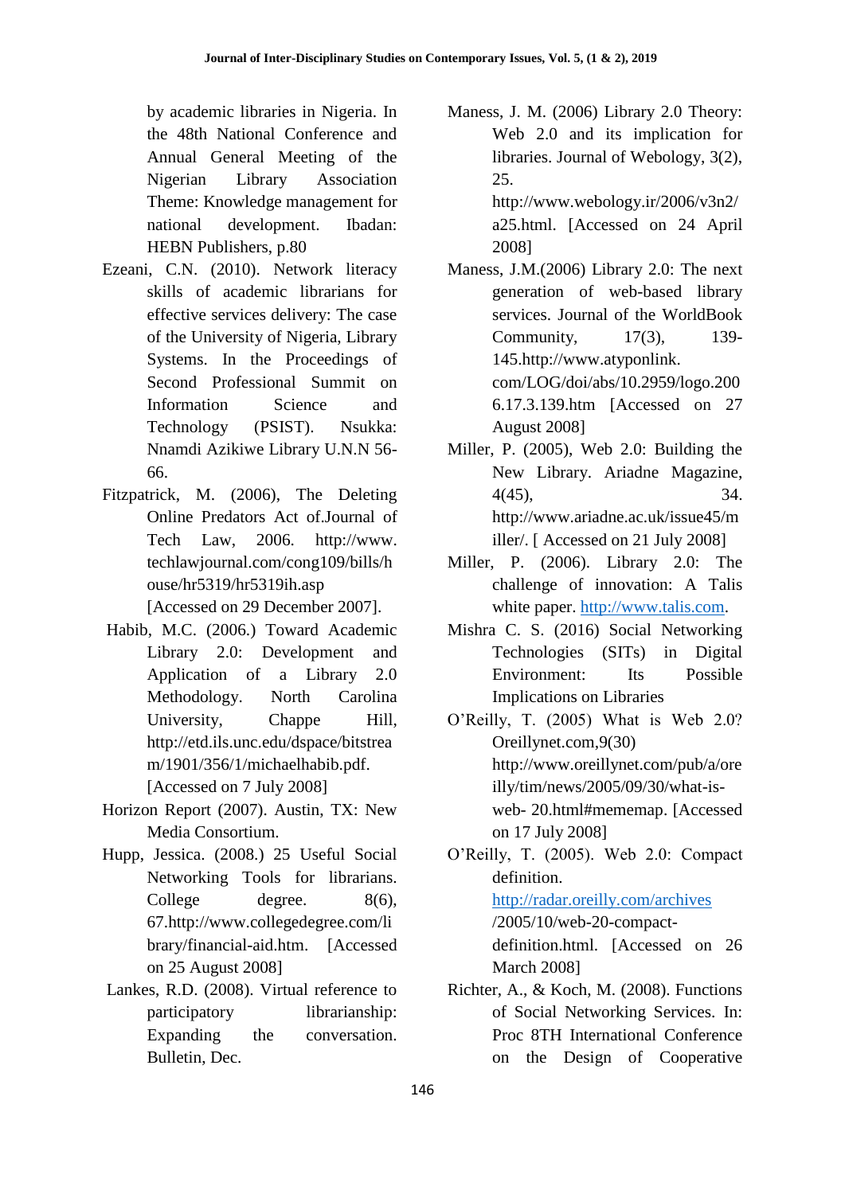by academic libraries in Nigeria. In the 48th National Conference and Annual General Meeting of the Nigerian Library Association Theme: Knowledge management for national development. Ibadan: HEBN Publishers, p.80

Ezeani, C.N. (2010). Network literacy skills of academic librarians for effective services delivery: The case of the University of Nigeria, Library Systems. In the Proceedings of Second Professional Summit on Information Science and Technology (PSIST). Nsukka: Nnamdi Azikiwe Library U.N.N 56-66.

Fitzpatrick, M. (2006), The Deleting Online Predators Act of.Journal of Tech Law, 2006. http://www.techlawjournal.com/cong109/bills/house/hr5319/hr5319ih.asp [Accessed on 29 December 2007].

Habib, M.C. (2006.) Toward Academic Library 2.0: Development and Application of a Library 2.0 Methodology. North Carolina University, Chappe Hill, http://etd.ils.unc.edu/dspace/bitstream/1901/356/1/michaelhabib.pdf. [Accessed on 7 July 2008]

Horizon Report (2007). Austin, TX: New Media Consortium.

Hupp, Jessica. (2008.) 25 Useful Social Networking Tools for librarians. College degree. 8(6), 67.http://www.collegedegree.com/library/financial-aid.htm. [Accessed on 25 August 2008]

Lankes, R.D. (2008). Virtual reference to participatory librarianship: Expanding the conversation. Bulletin, Dec.

Maness, J. M. (2006) Library 2.0 Theory: Web 2.0 and its implication for libraries. Journal of Webology, 3(2), 25. http://www.webology.ir/2006/v3n2/a25.html. [Accessed on 24 April 2008]

Maness, J.M.(2006) Library 2.0: The next generation of web-based library services. Journal of the WorldBook Community, 17(3), 139-145.http://www.atyponlink.com/LOG/doi/abs/10.2959/logo.2006.17.3.139.htm [Accessed on 27 August 2008]

Miller, P. (2005), Web 2.0: Building the New Library. Ariadne Magazine, 4(45), 34. http://www.ariadne.ac.uk/issue45/miller/. [ Accessed on 21 July 2008]

Miller, P. (2006). Library 2.0: The challenge of innovation: A Talis white paper. http://www.talis.com.

Mishra C. S. (2016) Social Networking Technologies (SITs) in Digital Environment: Its Possible Implications on Libraries

O'Reilly, T. (2005) What is Web 2.0? Oreillynet.com,9(30) http://www.oreillynet.com/pub/a/oreilly/tim/news/2005/09/30/what-is-web- 20.html#mememap. [Accessed on 17 July 2008]

O'Reilly, T. (2005). Web 2.0: Compact definition. http://radar.oreilly.com/archives/2005/10/web-20-compact-definition.html. [Accessed on 26 March 2008]

Richter, A., & Koch, M. (2008). Functions of Social Networking Services. In: Proc 8TH International Conference on the Design of Cooperative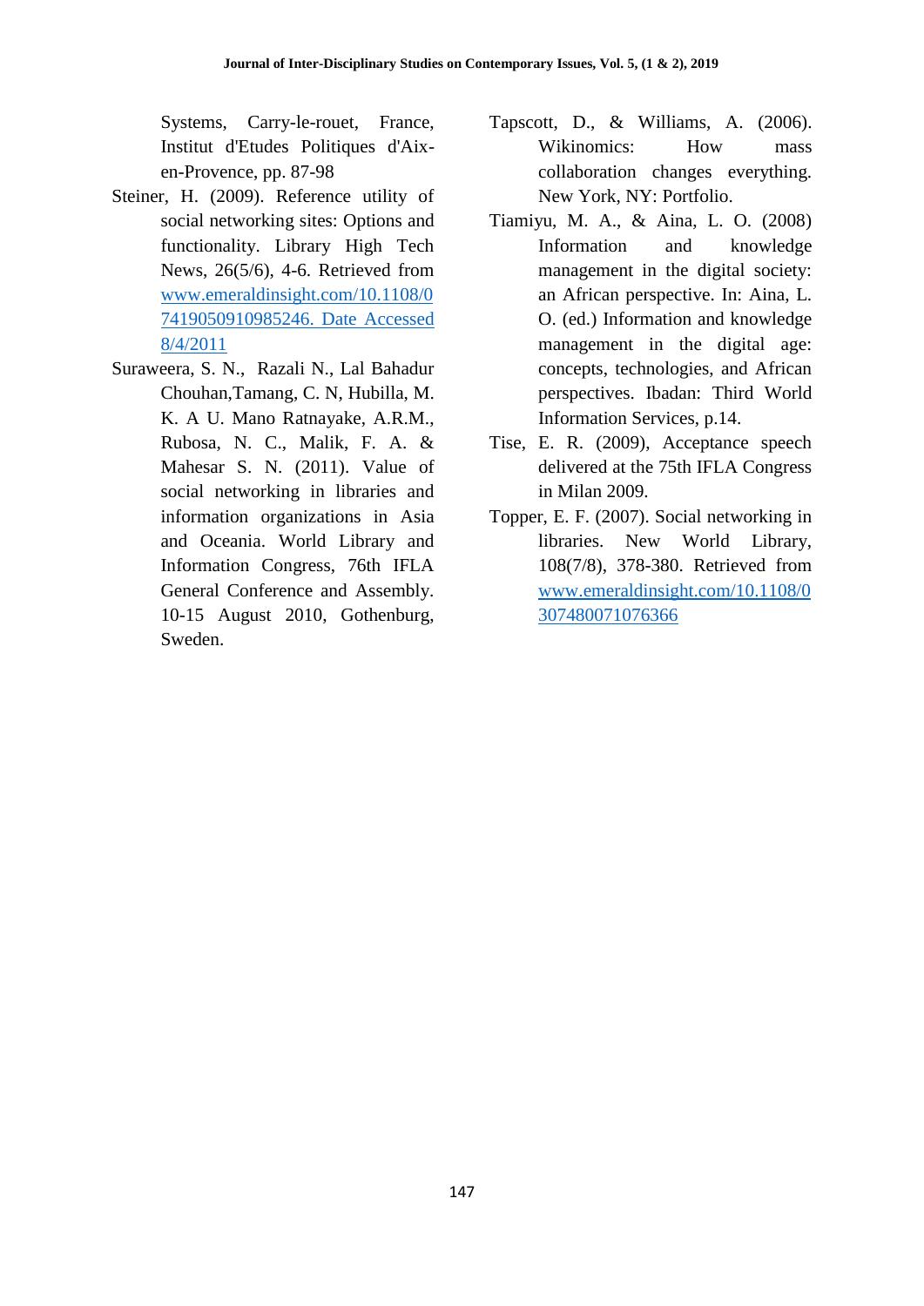Systems, Carry-le-rouet, France, Institut d'Etudes Politiques d'Aix-en-Provence, pp. 87-98

Steiner, H. (2009). Reference utility of social networking sites: Options and functionality. Library High Tech News, 26(5/6), 4-6. Retrieved from www.emeraldinsight.com/10.1108/07419050910985246. Date Accessed 8/4/2011

Suraweera, S. N., Razali N., Lal Bahadur Chouhan,Tamang, C. N, Hubilla, M. K. A U. Mano Ratnayake, A.R.M., Rubosa, N. C., Malik, F. A. & Mahesar S. N. (2011). Value of social networking in libraries and information organizations in Asia and Oceania. World Library and Information Congress, 76th IFLA General Conference and Assembly. 10-15 August 2010, Gothenburg, Sweden.

Tapscott, D., & Williams, A. (2006). Wikinomics: How mass collaboration changes everything. New York, NY: Portfolio.

Tiamiyu, M. A., & Aina, L. O. (2008) Information and knowledge management in the digital society: an African perspective. In: Aina, L. O. (ed.) Information and knowledge management in the digital age: concepts, technologies, and African perspectives. Ibadan: Third World Information Services, p.14.

Tise, E. R. (2009), Acceptance speech delivered at the 75th IFLA Congress in Milan 2009.

Topper, E. F. (2007). Social networking in libraries. New World Library, 108(7/8), 378-380. Retrieved from www.emeraldinsight.com/10.1108/03074800710763666